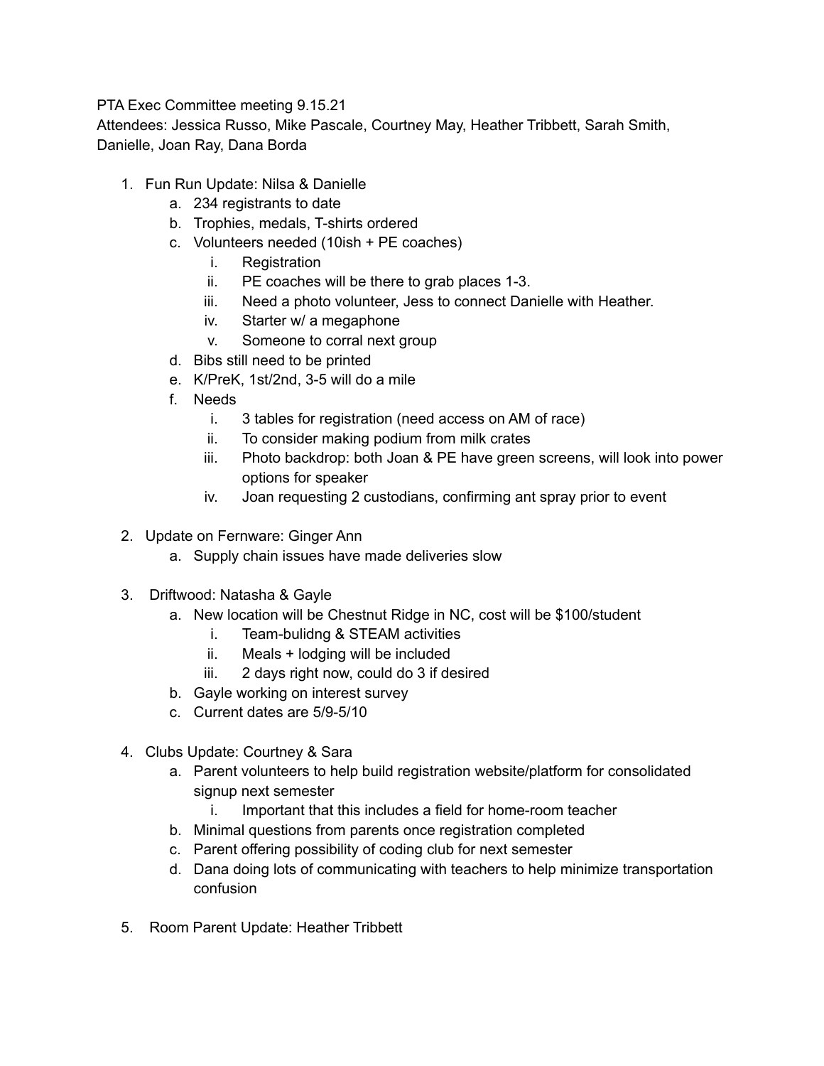PTA Exec Committee meeting 9.15.21

Attendees: Jessica Russo, Mike Pascale, Courtney May, Heather Tribbett, Sarah Smith, Danielle, Joan Ray, Dana Borda

1. Fun Run Update: Nilsa & Danielle
    a. 234 registrants to date
    b. Trophies, medals, T-shirts ordered
    c. Volunteers needed (10ish + PE coaches)
        i. Registration
        ii. PE coaches will be there to grab places 1-3.
        iii. Need a photo volunteer, Jess to connect Danielle with Heather.
        iv. Starter w/ a megaphone
        v. Someone to corral next group
    d. Bibs still need to be printed
    e. K/PreK, 1st/2nd, 3-5 will do a mile
    f. Needs
        i. 3 tables for registration (need access on AM of race)
        ii. To consider making podium from milk crates
        iii. Photo backdrop: both Joan & PE have green screens, will look into power options for speaker
        iv. Joan requesting 2 custodians, confirming ant spray prior to event

2. Update on Fernware: Ginger Ann
    a. Supply chain issues have made deliveries slow

3. Driftwood: Natasha & Gayle
    a. New location will be Chestnut Ridge in NC, cost will be $100/student
        i. Team-bulidng & STEAM activities
        ii. Meals + lodging will be included
        iii. 2 days right now, could do 3 if desired
    b. Gayle working on interest survey
    c. Current dates are 5/9-5/10

4. Clubs Update: Courtney & Sara
    a. Parent volunteers to help build registration website/platform for consolidated signup next semester
        i. Important that this includes a field for home-room teacher
    b. Minimal questions from parents once registration completed
    c. Parent offering possibility of coding club for next semester
    d. Dana doing lots of communicating with teachers to help minimize transportation confusion

5. Room Parent Update: Heather Tribbett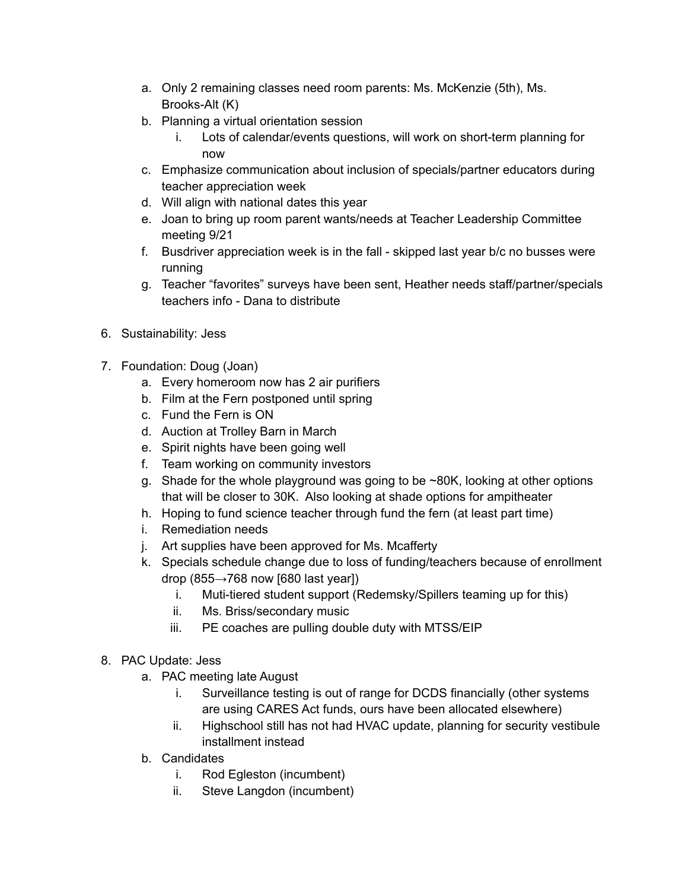a. Only 2 remaining classes need room parents: Ms. McKenzie (5th), Ms. Brooks-Alt (K)
b. Planning a virtual orientation session
    i. Lots of calendar/events questions, will work on short-term planning for now
c. Emphasize communication about inclusion of specials/partner educators during teacher appreciation week
d. Will align with national dates this year
e. Joan to bring up room parent wants/needs at Teacher Leadership Committee meeting 9/21
f. Busdriver appreciation week is in the fall - skipped last year b/c no busses were running
g. Teacher “favorites” surveys have been sent, Heather needs staff/partner/specials teachers info - Dana to distribute

6. Sustainability: Jess

7. Foundation: Doug (Joan)
    a. Every homeroom now has 2 air purifiers
    b. Film at the Fern postponed until spring
    c. Fund the Fern is ON
    d. Auction at Trolley Barn in March
    e. Spirit nights have been going well
    f. Team working on community investors
    g. Shade for the whole playground was going to be ~80K, looking at other options that will be closer to 30K. Also looking at shade options for ampitheater
    h. Hoping to fund science teacher through fund the fern (at least part time)
    i. Remediation needs
    j. Art supplies have been approved for Ms. Mcafferty
    k. Specials schedule change due to loss of funding/teachers because of enrollment drop (855→768 now [680 last year])
        i. Muti-tiered student support (Redemsky/Spillers teaming up for this)
        ii. Ms. Briss/secondary music
        iii. PE coaches are pulling double duty with MTSS/EIP

8. PAC Update: Jess
    a. PAC meeting late August
        i. Surveillance testing is out of range for DCDS financially (other systems are using CARES Act funds, ours have been allocated elsewhere)
        ii. Highschool still has not had HVAC update, planning for security vestibule installment instead
    b. Candidates
        i. Rod Egleston (incumbent)
        ii. Steve Langdon (incumbent)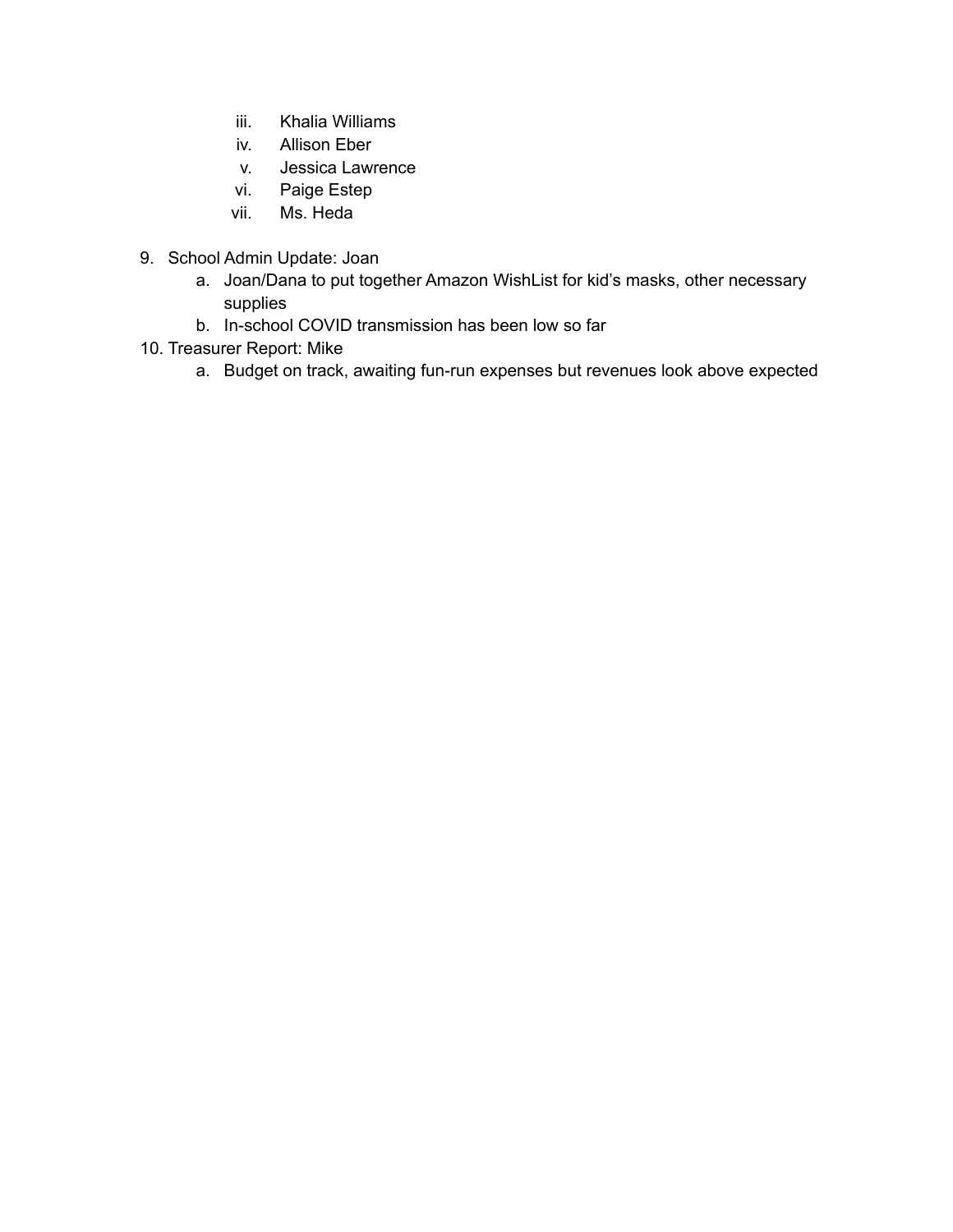iii. Khalia Williams
   iv. Allison Eber
   v. Jessica Lawrence
   vi. Paige Estep
   vii. Ms. Heda

9. School Admin Update: Joan
   a. Joan/Dana to put together Amazon WishList for kid's masks, other necessary supplies
   b. In-school COVID transmission has been low so far
10. Treasurer Report: Mike
    a. Budget on track, awaiting fun-run expenses but revenues look above expected